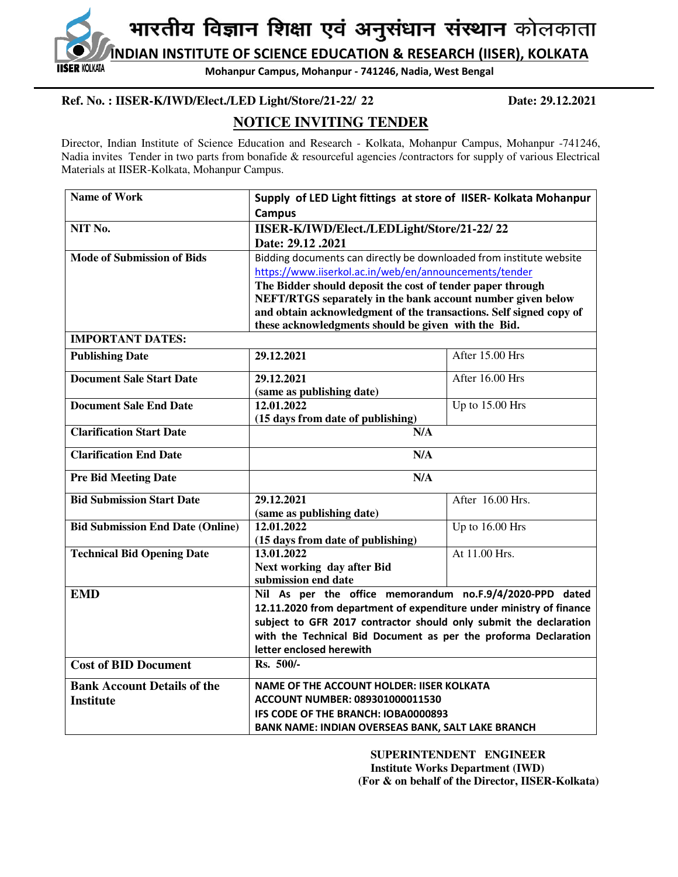# भारतीय विज्ञान शिक्षा एवं अनुसंधान संस्थान कोलकाता

## INDIAN INSTITUTE OF SCIENCE EDUCATION & RESEARCH (IISER), KOLKATA

**Mohanpur Campus, Mohanpur - 741246, Nadia, West Bengal**

**Ref. No. : IISER-K/IWD/Elect./LED Light/Store/21-22/ 22** **Date: 29.12.2021**

## NOTICE INVITING TENDER

Director, Indian Institute of Science Education and Research - Kolkata, Mohanpur Campus, Mohanpur -741246, Nadia invites Tender in two parts from bonafide & resourceful agencies /contractors for supply of various Electrical Materials at IISER-Kolkata, Mohanpur Campus.

| | | |
|---|---|---|
| **Name of Work** | **Supply of LED Light fittings at store of IISER- Kolkata Mohanpur Campus** | |
| **NIT No.** | **IISER-K/IWD/Elect./LEDLight/Store/21-22/ 22 Date: 29.12 .2021** | |
| **Mode of Submission of Bids** | Bidding documents can directly be downloaded from institute website https://www.iiserkol.ac.in/web/en/announcements/tender **The Bidder should deposit the cost of tender paper through NEFT/RTGS separately in the bank account number given below and obtain acknowledgment of the transactions. Self signed copy of these acknowledgments should be given with the Bid.** | |
| **IMPORTANT DATES:** | | |
| **Publishing Date** | **29.12.2021** | After 15.00 Hrs |
| **Document Sale Start Date** | **29.12.2021 (same as publishing date)** | After 16.00 Hrs |
| **Document Sale End Date** | **12.01.2022 (15 days from date of publishing)** | Up to 15.00 Hrs |
| **Clarification Start Date** | **N/A** | |
| **Clarification End Date** | **N/A** | |
| **Pre Bid Meeting Date** | **N/A** | |
| **Bid Submission Start Date** | **29.12.2021 (same as publishing date)** | After 16.00 Hrs. |
| **Bid Submission End Date (Online)** | **12.01.2022 (15 days from date of publishing)** | Up to 16.00 Hrs |
| **Technical Bid Opening Date** | **13.01.2022 Next working day after Bid submission end date** | At 11.00 Hrs. |
| **EMD** | **Nil As per the office memorandum no.F.9/4/2020-PPD dated 12.11.2020 from department of expenditure under ministry of finance subject to GFR 2017 contractor should only submit the declaration with the Technical Bid Document as per the proforma Declaration letter enclosed herewith** | |
| **Cost of BID Document** | **Rs. 500/-** | |
| **Bank Account Details of the Institute** | **NAME OF THE ACCOUNT HOLDER: IISER KOLKATA ACCOUNT NUMBER: 089301000011530 IFS CODE OF THE BRANCH: IOBA0000893 BANK NAME: INDIAN OVERSEAS BANK, SALT LAKE BRANCH** | |

**SUPERINTENDENT ENGINEER**
**Institute Works Department (IWD)**
**(For & on behalf of the Director, IISER-Kolkata)**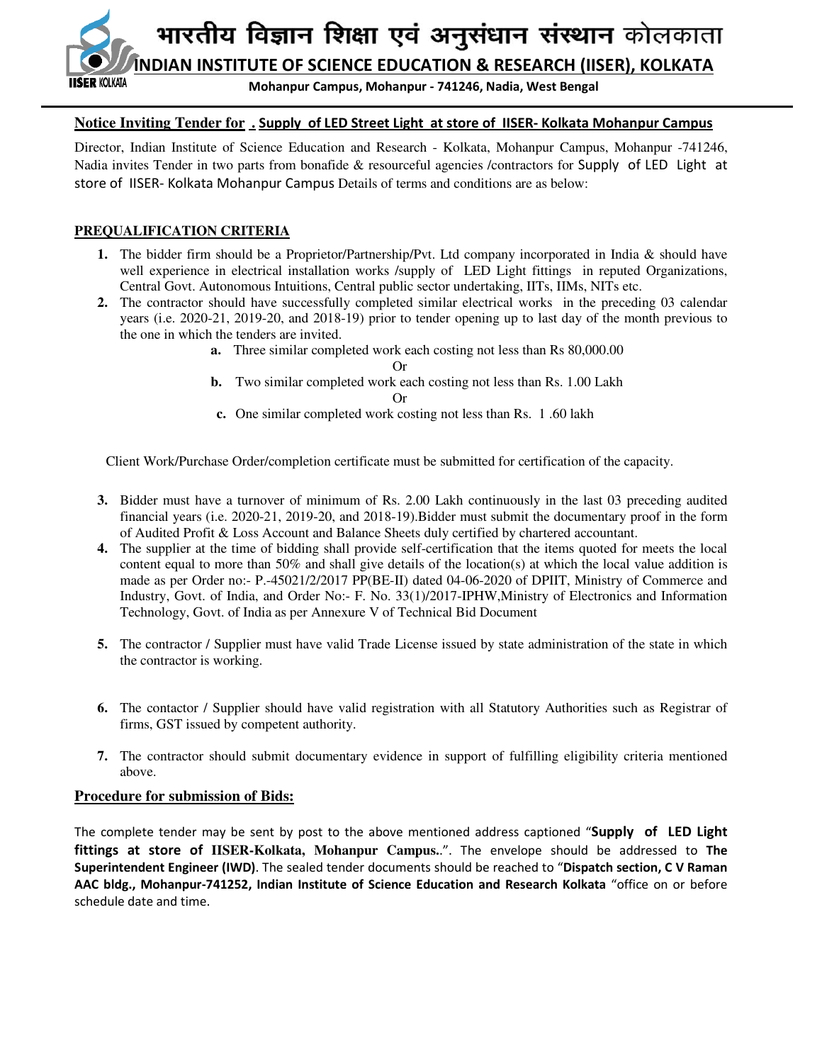# भारतीय विज्ञान शिक्षा एवं अनुसंधान संस्थान कोलकाता

## INDIAN INSTITUTE OF SCIENCE EDUCATION & RESEARCH (IISER), KOLKATA

**Mohanpur Campus, Mohanpur - 741246, Nadia, West Bengal**

**Notice Inviting Tender for . Supply of LED Street Light at store of IISER- Kolkata Mohanpur Campus**

Director, Indian Institute of Science Education and Research - Kolkata, Mohanpur Campus, Mohanpur -741246, Nadia invites Tender in two parts from bonafide & resourceful agencies /contractors for Supply of LED Light at store of IISER- Kolkata Mohanpur Campus Details of terms and conditions are as below:

**PREQUALIFICATION CRITERIA**

1. The bidder firm should be a Proprietor/Partnership/Pvt. Ltd company incorporated in India & should have well experience in electrical installation works /supply of LED Light fittings in reputed Organizations, Central Govt. Autonomous Intuitions, Central public sector undertaking, IITs, IIMs, NITs etc.
2. The contractor should have successfully completed similar electrical works in the preceding 03 calendar years (i.e. 2020-21, 2019-20, and 2018-19) prior to tender opening up to last day of the month previous to the one in which the tenders are invited.
   - **a.** Three similar completed work each costing not less than Rs 80,000.00

     Or
   - **b.** Two similar completed work each costing not less than Rs. 1.00 Lakh

     Or
   - **c.** One similar completed work costing not less than Rs. 1 .60 lakh

   Client Work/Purchase Order/completion certificate must be submitted for certification of the capacity.

3. Bidder must have a turnover of minimum of Rs. 2.00 Lakh continuously in the last 03 preceding audited financial years (i.e. 2020-21, 2019-20, and 2018-19).Bidder must submit the documentary proof in the form of Audited Profit & Loss Account and Balance Sheets duly certified by chartered accountant.
4. The supplier at the time of bidding shall provide self-certification that the items quoted for meets the local content equal to more than 50% and shall give details of the location(s) at which the local value addition is made as per Order no:- P.-45021/2/2017 PP(BE-II) dated 04-06-2020 of DPIIT, Ministry of Commerce and Industry, Govt. of India, and Order No:- F. No. 33(1)/2017-IPHW,Ministry of Electronics and Information Technology, Govt. of India as per Annexure V of Technical Bid Document
5. The contractor / Supplier must have valid Trade License issued by state administration of the state in which the contractor is working.
6. The contactor / Supplier should have valid registration with all Statutory Authorities such as Registrar of firms, GST issued by competent authority.
7. The contractor should submit documentary evidence in support of fulfilling eligibility criteria mentioned above.

**Procedure for submission of Bids:**

The complete tender may be sent by post to the above mentioned address captioned "**Supply of LED Light fittings at store of IISER-Kolkata, Mohanpur Campus..**". The envelope should be addressed to **The Superintendent Engineer (IWD)**. The sealed tender documents should be reached to "**Dispatch section, C V Raman AAC bldg., Mohanpur-741252, Indian Institute of Science Education and Research Kolkata** "office on or before schedule date and time.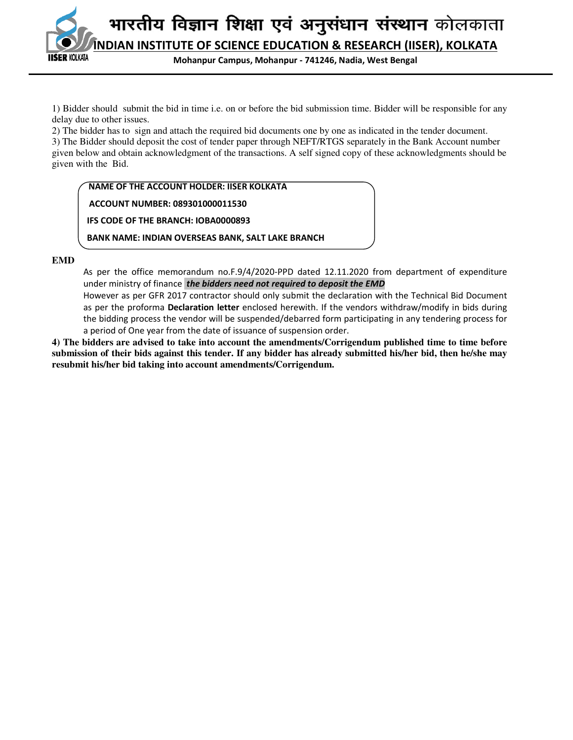1) Bidder should submit the bid in time i.e. on or before the bid submission time. Bidder will be responsible for any delay due to other issues.

2) The bidder has to sign and attach the required bid documents one by one as indicated in the tender document.

3) The Bidder should deposit the cost of tender paper through NEFT/RTGS separately in the Bank Account number given below and obtain acknowledgment of the transactions. A self signed copy of these acknowledgments should be given with the Bid.

> **NAME OF THE ACCOUNT HOLDER: IISER KOLKATA**
>
> **ACCOUNT NUMBER: 089301000011530**
>
> **IFS CODE OF THE BRANCH: IOBA0000893**
>
> **BANK NAME: INDIAN OVERSEAS BANK, SALT LAKE BRANCH**

**EMD**

As per the office memorandum no.F.9/4/2020-PPD dated 12.11.2020 from department of expenditure under ministry of finance ***the bidders need not required to deposit the EMD***

However as per GFR 2017 contractor should only submit the declaration with the Technical Bid Document as per the proforma **Declaration letter** enclosed herewith. If the vendors withdraw/modify in bids during the bidding process the vendor will be suspended/debarred form participating in any tendering process for a period of One year from the date of issuance of suspension order.

**4) The bidders are advised to take into account the amendments/Corrigendum published time to time before submission of their bids against this tender. If any bidder has already submitted his/her bid, then he/she may resubmit his/her bid taking into account amendments/Corrigendum.**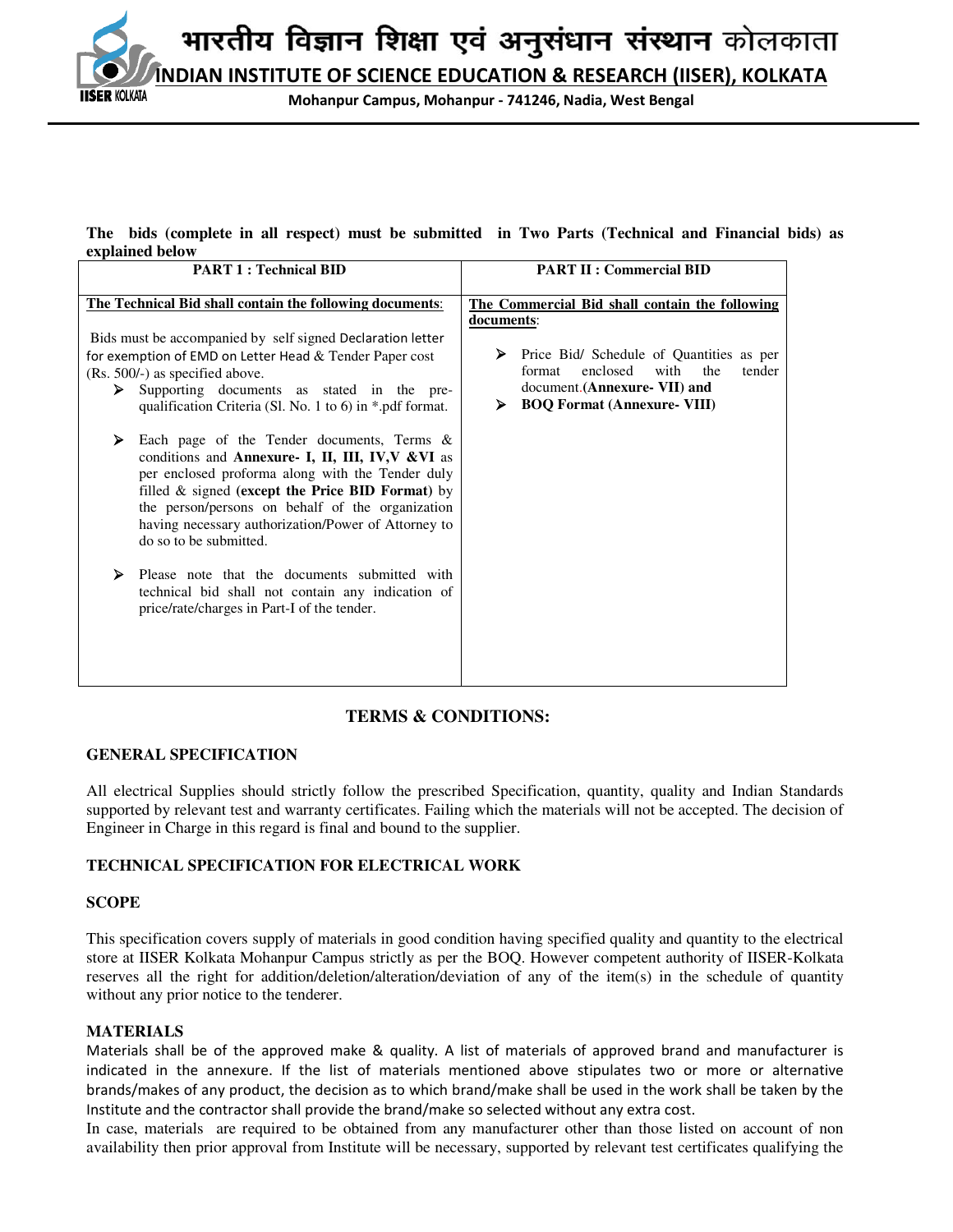**The bids (complete in all respect) must be submitted in Two Parts (Technical and Financial bids) as explained below**

| PART 1 : Technical BID | PART II : Commercial BID |
|---|---|
| **The Technical Bid shall contain the following documents**:<br><br>Bids must be accompanied by self signed Declaration letter for exemption of EMD on Letter Head & Tender Paper cost (Rs. 500/-) as specified above.<br>➤ Supporting documents as stated in the pre-qualification Criteria (Sl. No. 1 to 6) in *.pdf format.<br><br>➤ Each page of the Tender documents, Terms & conditions and **Annexure- I, II, III, IV,V &VI** as per enclosed proforma along with the Tender duly filled & signed **(except the Price BID Format)** by the person/persons on behalf of the organization having necessary authorization/Power of Attorney to do so to be submitted.<br><br>➤ Please note that the documents submitted with technical bid shall not contain any indication of price/rate/charges in Part-I of the tender. | **The Commercial Bid shall contain the following documents**:<br><br>➤ Price Bid/ Schedule of Quantities as per format enclosed with the tender document.**(Annexure- VII) and**<br>➤ **BOQ Format (Annexure- VIII)** |

## TERMS & CONDITIONS:

### GENERAL SPECIFICATION

All electrical Supplies should strictly follow the prescribed Specification, quantity, quality and Indian Standards supported by relevant test and warranty certificates. Failing which the materials will not be accepted. The decision of Engineer in Charge in this regard is final and bound to the supplier.

### TECHNICAL SPECIFICATION FOR ELECTRICAL WORK

### SCOPE

This specification covers supply of materials in good condition having specified quality and quantity to the electrical store at IISER Kolkata Mohanpur Campus strictly as per the BOQ. However competent authority of IISER-Kolkata reserves all the right for addition/deletion/alteration/deviation of any of the item(s) in the schedule of quantity without any prior notice to the tenderer.

### MATERIALS

Materials shall be of the approved make & quality. A list of materials of approved brand and manufacturer is indicated in the annexure. If the list of materials mentioned above stipulates two or more or alternative brands/makes of any product, the decision as to which brand/make shall be used in the work shall be taken by the Institute and the contractor shall provide the brand/make so selected without any extra cost.

In case, materials are required to be obtained from any manufacturer other than those listed on account of non availability then prior approval from Institute will be necessary, supported by relevant test certificates qualifying the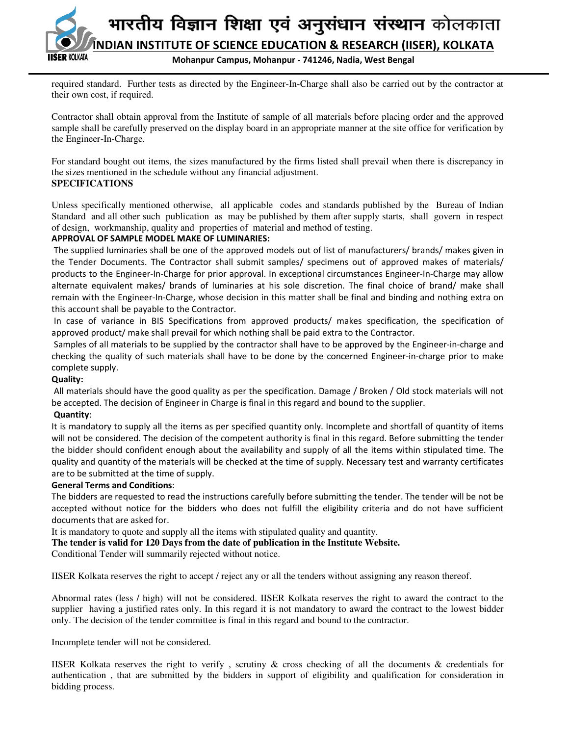required standard. Further tests as directed by the Engineer-In-Charge shall also be carried out by the contractor at their own cost, if required.

Contractor shall obtain approval from the Institute of sample of all materials before placing order and the approved sample shall be carefully preserved on the display board in an appropriate manner at the site office for verification by the Engineer-In-Charge.

For standard bought out items, the sizes manufactured by the firms listed shall prevail when there is discrepancy in the sizes mentioned in the schedule without any financial adjustment.

**SPECIFICATIONS**

Unless specifically mentioned otherwise, all applicable codes and standards published by the Bureau of Indian Standard and all other such publication as may be published by them after supply starts, shall govern in respect of design, workmanship, quality and properties of material and method of testing.

**APPROVAL OF SAMPLE MODEL MAKE OF LUMINARIES:**

The supplied luminaries shall be one of the approved models out of list of manufacturers/ brands/ makes given in the Tender Documents. The Contractor shall submit samples/ specimens out of approved makes of materials/ products to the Engineer-In-Charge for prior approval. In exceptional circumstances Engineer-In-Charge may allow alternate equivalent makes/ brands of luminaries at his sole discretion. The final choice of brand/ make shall remain with the Engineer-In-Charge, whose decision in this matter shall be final and binding and nothing extra on this account shall be payable to the Contractor.

In case of variance in BIS Specifications from approved products/ makes specification, the specification of approved product/ make shall prevail for which nothing shall be paid extra to the Contractor.

Samples of all materials to be supplied by the contractor shall have to be approved by the Engineer-in-charge and checking the quality of such materials shall have to be done by the concerned Engineer-in-charge prior to make complete supply.

**Quality:**

All materials should have the good quality as per the specification. Damage / Broken / Old stock materials will not be accepted. The decision of Engineer in Charge is final in this regard and bound to the supplier.

**Quantity**:

It is mandatory to supply all the items as per specified quantity only. Incomplete and shortfall of quantity of items will not be considered. The decision of the competent authority is final in this regard. Before submitting the tender the bidder should confident enough about the availability and supply of all the items within stipulated time. The quality and quantity of the materials will be checked at the time of supply. Necessary test and warranty certificates are to be submitted at the time of supply.

**General Terms and Conditions**:

The bidders are requested to read the instructions carefully before submitting the tender. The tender will be not be accepted without notice for the bidders who does not fulfill the eligibility criteria and do not have sufficient documents that are asked for.

It is mandatory to quote and supply all the items with stipulated quality and quantity.

**The tender is valid for 120 Days from the date of publication in the Institute Website.**

Conditional Tender will summarily rejected without notice.

IISER Kolkata reserves the right to accept / reject any or all the tenders without assigning any reason thereof.

Abnormal rates (less / high) will not be considered. IISER Kolkata reserves the right to award the contract to the supplier having a justified rates only. In this regard it is not mandatory to award the contract to the lowest bidder only. The decision of the tender committee is final in this regard and bound to the contractor.

Incomplete tender will not be considered.

IISER Kolkata reserves the right to verify , scrutiny & cross checking of all the documents & credentials for authentication , that are submitted by the bidders in support of eligibility and qualification for consideration in bidding process.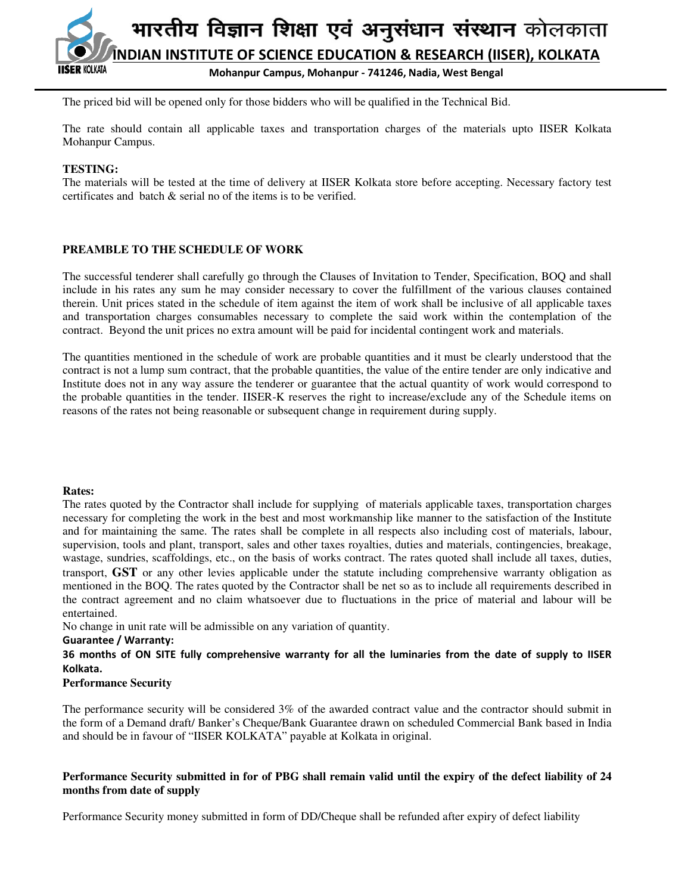The priced bid will be opened only for those bidders who will be qualified in the Technical Bid.

The rate should contain all applicable taxes and transportation charges of the materials upto IISER Kolkata Mohanpur Campus.

**TESTING:**
The materials will be tested at the time of delivery at IISER Kolkata store before accepting. Necessary factory test certificates and batch & serial no of the items is to be verified.

**PREAMBLE TO THE SCHEDULE OF WORK**

The successful tenderer shall carefully go through the Clauses of Invitation to Tender, Specification, BOQ and shall include in his rates any sum he may consider necessary to cover the fulfillment of the various clauses contained therein. Unit prices stated in the schedule of item against the item of work shall be inclusive of all applicable taxes and transportation charges consumables necessary to complete the said work within the contemplation of the contract. Beyond the unit prices no extra amount will be paid for incidental contingent work and materials.

The quantities mentioned in the schedule of work are probable quantities and it must be clearly understood that the contract is not a lump sum contract, that the probable quantities, the value of the entire tender are only indicative and Institute does not in any way assure the tenderer or guarantee that the actual quantity of work would correspond to the probable quantities in the tender. IISER-K reserves the right to increase/exclude any of the Schedule items on reasons of the rates not being reasonable or subsequent change in requirement during supply.

**Rates:**
The rates quoted by the Contractor shall include for supplying of materials applicable taxes, transportation charges necessary for completing the work in the best and most workmanship like manner to the satisfaction of the Institute and for maintaining the same. The rates shall be complete in all respects also including cost of materials, labour, supervision, tools and plant, transport, sales and other taxes royalties, duties and materials, contingencies, breakage, wastage, sundries, scaffoldings, etc., on the basis of works contract. The rates quoted shall include all taxes, duties, transport, **GST** or any other levies applicable under the statute including comprehensive warranty obligation as mentioned in the BOQ. The rates quoted by the Contractor shall be net so as to include all requirements described in the contract agreement and no claim whatsoever due to fluctuations in the price of material and labour will be entertained.
No change in unit rate will be admissible on any variation of quantity.

**Guarantee / Warranty:**
**36 months of ON SITE fully comprehensive warranty for all the luminaries from the date of supply to IISER Kolkata.**

**Performance Security**

The performance security will be considered 3% of the awarded contract value and the contractor should submit in the form of a Demand draft/ Banker's Cheque/Bank Guarantee drawn on scheduled Commercial Bank based in India and should be in favour of "IISER KOLKATA" payable at Kolkata in original.

**Performance Security submitted in for of PBG shall remain valid until the expiry of the defect liability of 24 months from date of supply**

Performance Security money submitted in form of DD/Cheque shall be refunded after expiry of defect liability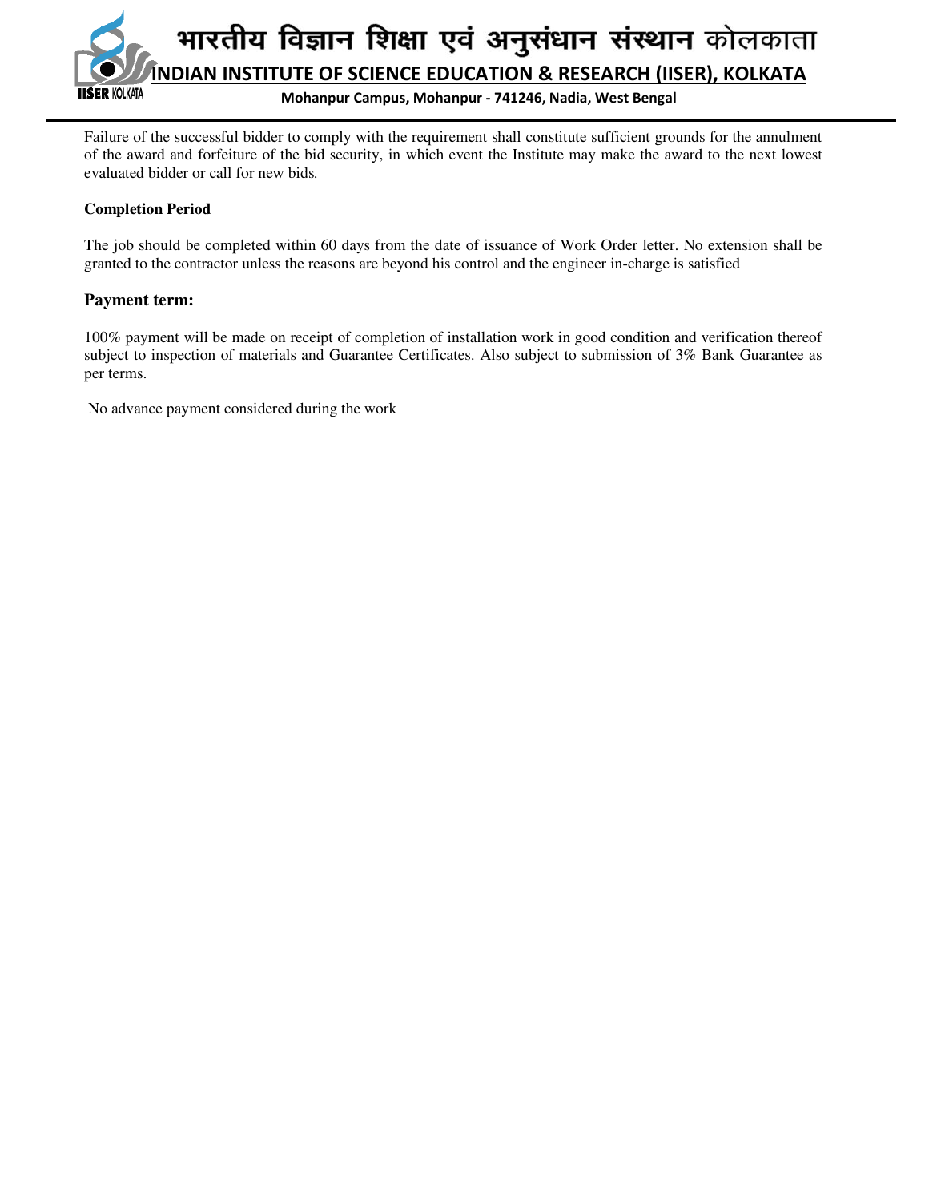Failure of the successful bidder to comply with the requirement shall constitute sufficient grounds for the annulment of the award and forfeiture of the bid security, in which event the Institute may make the award to the next lowest evaluated bidder or call for new bids.

**Completion Period**

The job should be completed within 60 days from the date of issuance of Work Order letter. No extension shall be granted to the contractor unless the reasons are beyond his control and the engineer in-charge is satisfied

### Payment term:

100% payment will be made on receipt of completion of installation work in good condition and verification thereof subject to inspection of materials and Guarantee Certificates. Also subject to submission of 3% Bank Guarantee as per terms.

No advance payment considered during the work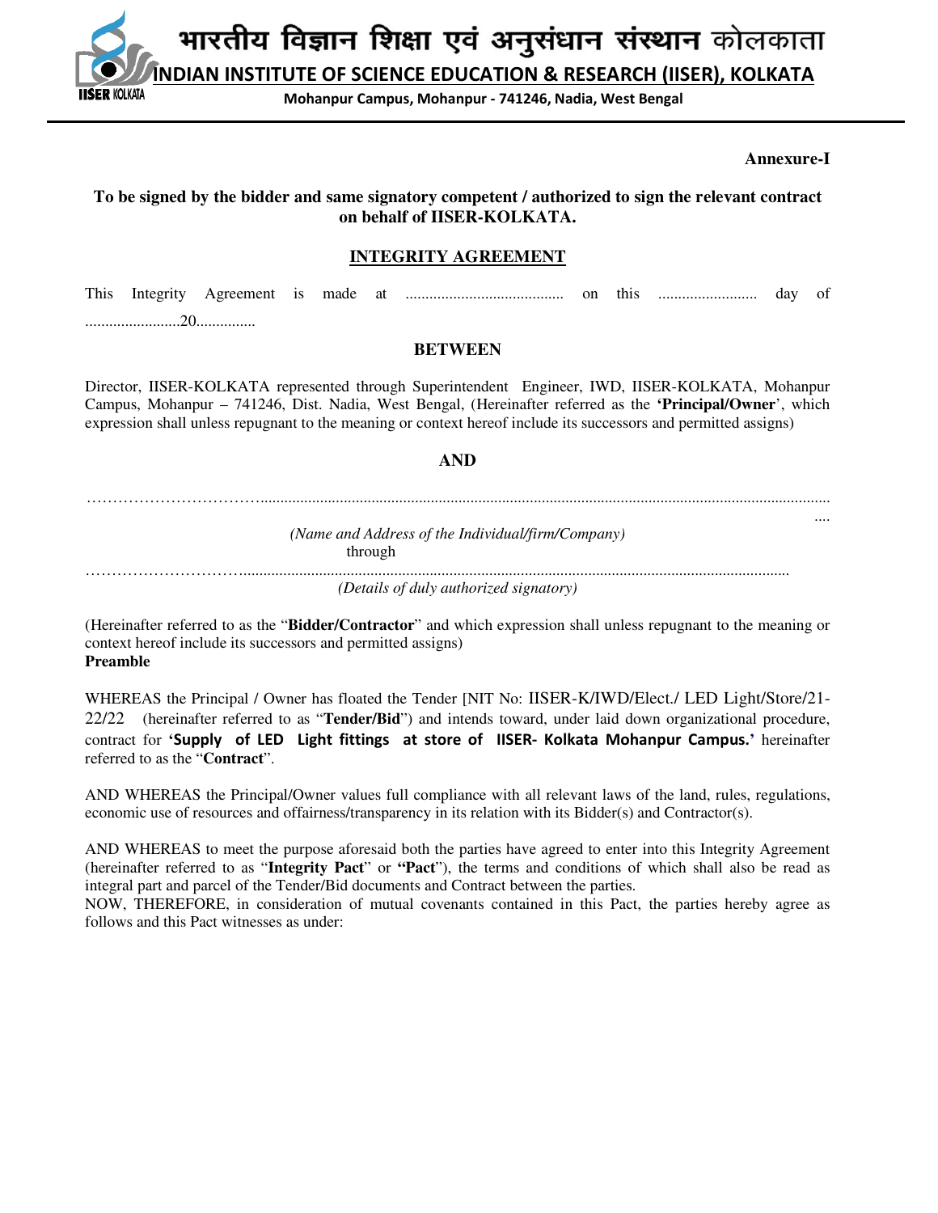भारतीय विज्ञान शिक्षा एवं अनुसंधान संस्थान कोलकाता

**INDIAN INSTITUTE OF SCIENCE EDUCATION & RESEARCH (IISER), KOLKATA**

**Mohanpur Campus, Mohanpur - 741246, Nadia, West Bengal**

**Annexure-I**

**To be signed by the bidder and same signatory competent / authorized to sign the relevant contract on behalf of IISER-KOLKATA.**

## INTEGRITY AGREEMENT

This Integrity Agreement is made at ........................................ on this ......................... day of ........................20...............

**BETWEEN**

Director, IISER-KOLKATA represented through Superintendent Engineer, IWD, IISER-KOLKATA, Mohanpur Campus, Mohanpur – 741246, Dist. Nadia, West Bengal, (Hereinafter referred as the **'Principal/Owner**', which expression shall unless repugnant to the meaning or context hereof include its successors and permitted assigns)

**AND**

……………………………................................................................................................................................................

*(Name and Address of the Individual/firm/Company)*

through

…………………………........................................................................................................................................

*(Details of duly authorized signatory)*

(Hereinafter referred to as the "**Bidder/Contractor**" and which expression shall unless repugnant to the meaning or context hereof include its successors and permitted assigns)

**Preamble**

WHEREAS the Principal / Owner has floated the Tender [NIT No: IISER-K/IWD/Elect./ LED Light/Store/21-22/22 (hereinafter referred to as "**Tender/Bid**") and intends toward, under laid down organizational procedure, contract for **'Supply of LED Light fittings at store of IISER- Kolkata Mohanpur Campus.'** hereinafter referred to as the "**Contract**".

AND WHEREAS the Principal/Owner values full compliance with all relevant laws of the land, rules, regulations, economic use of resources and offairness/transparency in its relation with its Bidder(s) and Contractor(s).

AND WHEREAS to meet the purpose aforesaid both the parties have agreed to enter into this Integrity Agreement (hereinafter referred to as "**Integrity Pact**" or **"Pact**"), the terms and conditions of which shall also be read as integral part and parcel of the Tender/Bid documents and Contract between the parties.

NOW, THEREFORE, in consideration of mutual covenants contained in this Pact, the parties hereby agree as follows and this Pact witnesses as under: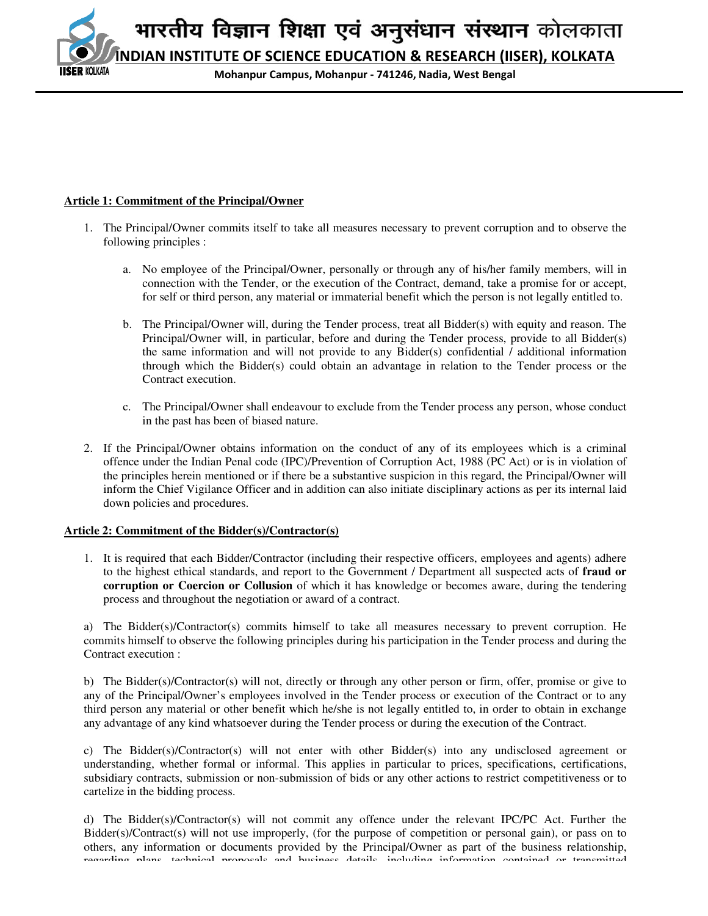**Article 1: Commitment of the Principal/Owner**

1. The Principal/Owner commits itself to take all measures necessary to prevent corruption and to observe the following principles :

   a. No employee of the Principal/Owner, personally or through any of his/her family members, will in connection with the Tender, or the execution of the Contract, demand, take a promise for or accept, for self or third person, any material or immaterial benefit which the person is not legally entitled to.

   b. The Principal/Owner will, during the Tender process, treat all Bidder(s) with equity and reason. The Principal/Owner will, in particular, before and during the Tender process, provide to all Bidder(s) the same information and will not provide to any Bidder(s) confidential / additional information through which the Bidder(s) could obtain an advantage in relation to the Tender process or the Contract execution.

   c. The Principal/Owner shall endeavour to exclude from the Tender process any person, whose conduct in the past has been of biased nature.

2. If the Principal/Owner obtains information on the conduct of any of its employees which is a criminal offence under the Indian Penal code (IPC)/Prevention of Corruption Act, 1988 (PC Act) or is in violation of the principles herein mentioned or if there be a substantive suspicion in this regard, the Principal/Owner will inform the Chief Vigilance Officer and in addition can also initiate disciplinary actions as per its internal laid down policies and procedures.

**Article 2: Commitment of the Bidder(s)/Contractor(s)**

1. It is required that each Bidder/Contractor (including their respective officers, employees and agents) adhere to the highest ethical standards, and report to the Government / Department all suspected acts of **fraud or corruption or Coercion or Collusion** of which it has knowledge or becomes aware, during the tendering process and throughout the negotiation or award of a contract.

a) The Bidder(s)/Contractor(s) commits himself to take all measures necessary to prevent corruption. He commits himself to observe the following principles during his participation in the Tender process and during the Contract execution :

b) The Bidder(s)/Contractor(s) will not, directly or through any other person or firm, offer, promise or give to any of the Principal/Owner's employees involved in the Tender process or execution of the Contract or to any third person any material or other benefit which he/she is not legally entitled to, in order to obtain in exchange any advantage of any kind whatsoever during the Tender process or during the execution of the Contract.

c) The Bidder(s)/Contractor(s) will not enter with other Bidder(s) into any undisclosed agreement or understanding, whether formal or informal. This applies in particular to prices, specifications, certifications, subsidiary contracts, submission or non-submission of bids or any other actions to restrict competitiveness or to cartelize in the bidding process.

d) The Bidder(s)/Contractor(s) will not commit any offence under the relevant IPC/PC Act. Further the Bidder(s)/Contract(s) will not use improperly, (for the purpose of competition or personal gain), or pass on to others, any information or documents provided by the Principal/Owner as part of the business relationship, regarding plans, technical proposals and business details, including information contained or transmitted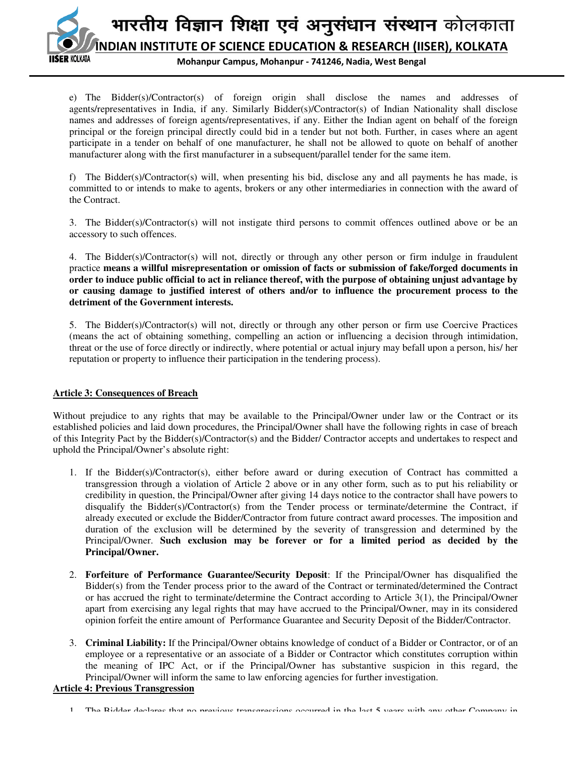e) The Bidder(s)/Contractor(s) of foreign origin shall disclose the names and addresses of agents/representatives in India, if any. Similarly Bidder(s)/Contractor(s) of Indian Nationality shall disclose names and addresses of foreign agents/representatives, if any. Either the Indian agent on behalf of the foreign principal or the foreign principal directly could bid in a tender but not both. Further, in cases where an agent participate in a tender on behalf of one manufacturer, he shall not be allowed to quote on behalf of another manufacturer along with the first manufacturer in a subsequent/parallel tender for the same item.

f) The Bidder(s)/Contractor(s) will, when presenting his bid, disclose any and all payments he has made, is committed to or intends to make to agents, brokers or any other intermediaries in connection with the award of the Contract.

3. The Bidder(s)/Contractor(s) will not instigate third persons to commit offences outlined above or be an accessory to such offences.

4. The Bidder(s)/Contractor(s) will not, directly or through any other person or firm indulge in fraudulent practice **means a willful misrepresentation or omission of facts or submission of fake/forged documents in order to induce public official to act in reliance thereof, with the purpose of obtaining unjust advantage by or causing damage to justified interest of others and/or to influence the procurement process to the detriment of the Government interests.**

5. The Bidder(s)/Contractor(s) will not, directly or through any other person or firm use Coercive Practices (means the act of obtaining something, compelling an action or influencing a decision through intimidation, threat or the use of force directly or indirectly, where potential or actual injury may befall upon a person, his/ her reputation or property to influence their participation in the tendering process).

## Article 3: Consequences of Breach

Without prejudice to any rights that may be available to the Principal/Owner under law or the Contract or its established policies and laid down procedures, the Principal/Owner shall have the following rights in case of breach of this Integrity Pact by the Bidder(s)/Contractor(s) and the Bidder/ Contractor accepts and undertakes to respect and uphold the Principal/Owner's absolute right:

1. If the Bidder(s)/Contractor(s), either before award or during execution of Contract has committed a transgression through a violation of Article 2 above or in any other form, such as to put his reliability or credibility in question, the Principal/Owner after giving 14 days notice to the contractor shall have powers to disqualify the Bidder(s)/Contractor(s) from the Tender process or terminate/determine the Contract, if already executed or exclude the Bidder/Contractor from future contract award processes. The imposition and duration of the exclusion will be determined by the severity of transgression and determined by the Principal/Owner. **Such exclusion may be forever or for a limited period as decided by the Principal/Owner.**

2. **Forfeiture of Performance Guarantee/Security Deposit**: If the Principal/Owner has disqualified the Bidder(s) from the Tender process prior to the award of the Contract or terminated/determined the Contract or has accrued the right to terminate/determine the Contract according to Article 3(1), the Principal/Owner apart from exercising any legal rights that may have accrued to the Principal/Owner, may in its considered opinion forfeit the entire amount of Performance Guarantee and Security Deposit of the Bidder/Contractor.

3. **Criminal Liability:** If the Principal/Owner obtains knowledge of conduct of a Bidder or Contractor, or of an employee or a representative or an associate of a Bidder or Contractor which constitutes corruption within the meaning of IPC Act, or if the Principal/Owner has substantive suspicion in this regard, the Principal/Owner will inform the same to law enforcing agencies for further investigation.

## Article 4: Previous Transgression

1. The Bidder declares that no previous transgressions occurred in the last 5 years with any other Company in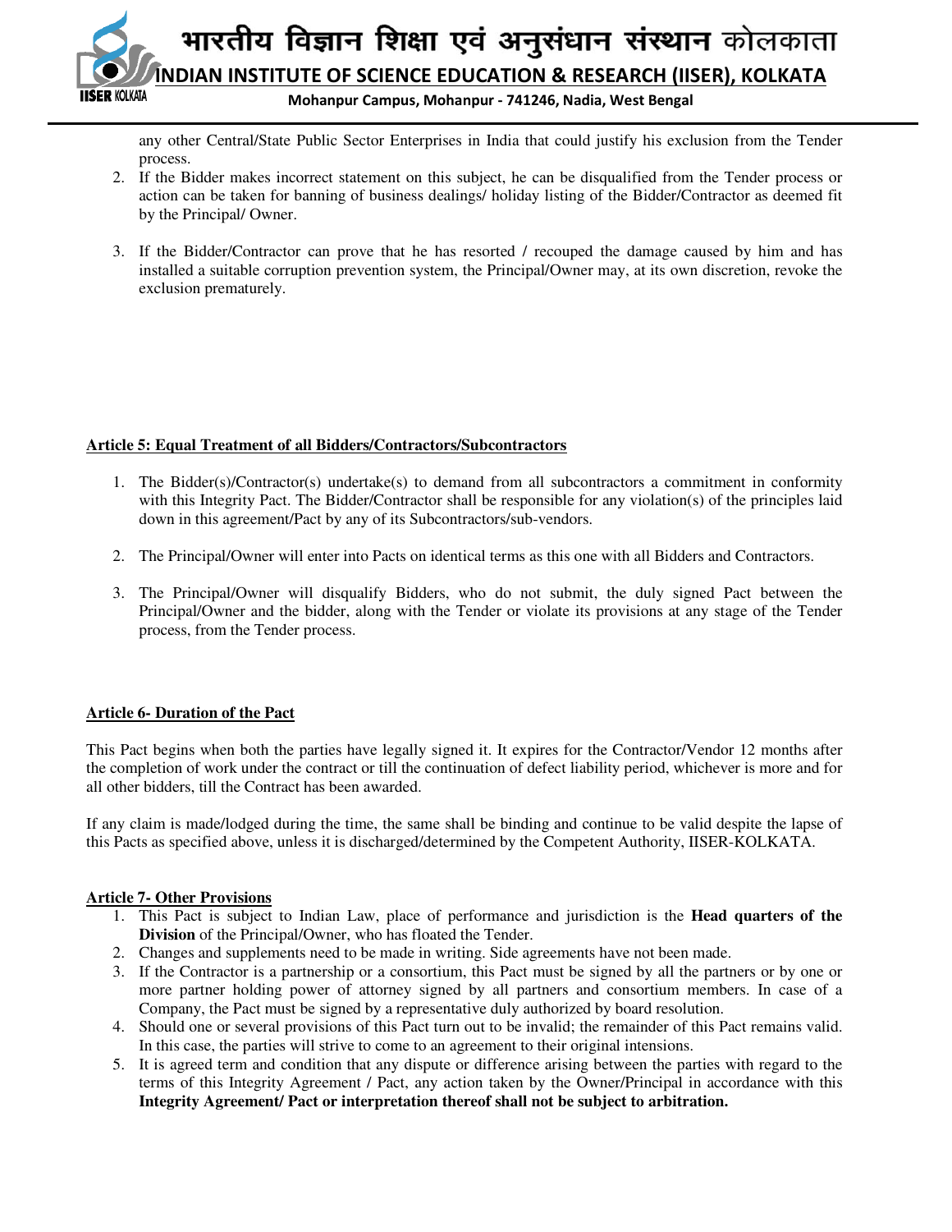any other Central/State Public Sector Enterprises in India that could justify his exclusion from the Tender process.

2. If the Bidder makes incorrect statement on this subject, he can be disqualified from the Tender process or action can be taken for banning of business dealings/ holiday listing of the Bidder/Contractor as deemed fit by the Principal/ Owner.

3. If the Bidder/Contractor can prove that he has resorted / recouped the damage caused by him and has installed a suitable corruption prevention system, the Principal/Owner may, at its own discretion, revoke the exclusion prematurely.

**Article 5: Equal Treatment of all Bidders/Contractors/Subcontractors**

1. The Bidder(s)/Contractor(s) undertake(s) to demand from all subcontractors a commitment in conformity with this Integrity Pact. The Bidder/Contractor shall be responsible for any violation(s) of the principles laid down in this agreement/Pact by any of its Subcontractors/sub-vendors.

2. The Principal/Owner will enter into Pacts on identical terms as this one with all Bidders and Contractors.

3. The Principal/Owner will disqualify Bidders, who do not submit, the duly signed Pact between the Principal/Owner and the bidder, along with the Tender or violate its provisions at any stage of the Tender process, from the Tender process.

**Article 6- Duration of the Pact**

This Pact begins when both the parties have legally signed it. It expires for the Contractor/Vendor 12 months after the completion of work under the contract or till the continuation of defect liability period, whichever is more and for all other bidders, till the Contract has been awarded.

If any claim is made/lodged during the time, the same shall be binding and continue to be valid despite the lapse of this Pacts as specified above, unless it is discharged/determined by the Competent Authority, IISER-KOLKATA.

**Article 7- Other Provisions**

1. This Pact is subject to Indian Law, place of performance and jurisdiction is the **Head quarters of the Division** of the Principal/Owner, who has floated the Tender.
2. Changes and supplements need to be made in writing. Side agreements have not been made.
3. If the Contractor is a partnership or a consortium, this Pact must be signed by all the partners or by one or more partner holding power of attorney signed by all partners and consortium members. In case of a Company, the Pact must be signed by a representative duly authorized by board resolution.
4. Should one or several provisions of this Pact turn out to be invalid; the remainder of this Pact remains valid. In this case, the parties will strive to come to an agreement to their original intensions.
5. It is agreed term and condition that any dispute or difference arising between the parties with regard to the terms of this Integrity Agreement / Pact, any action taken by the Owner/Principal in accordance with this **Integrity Agreement/ Pact or interpretation thereof shall not be subject to arbitration.**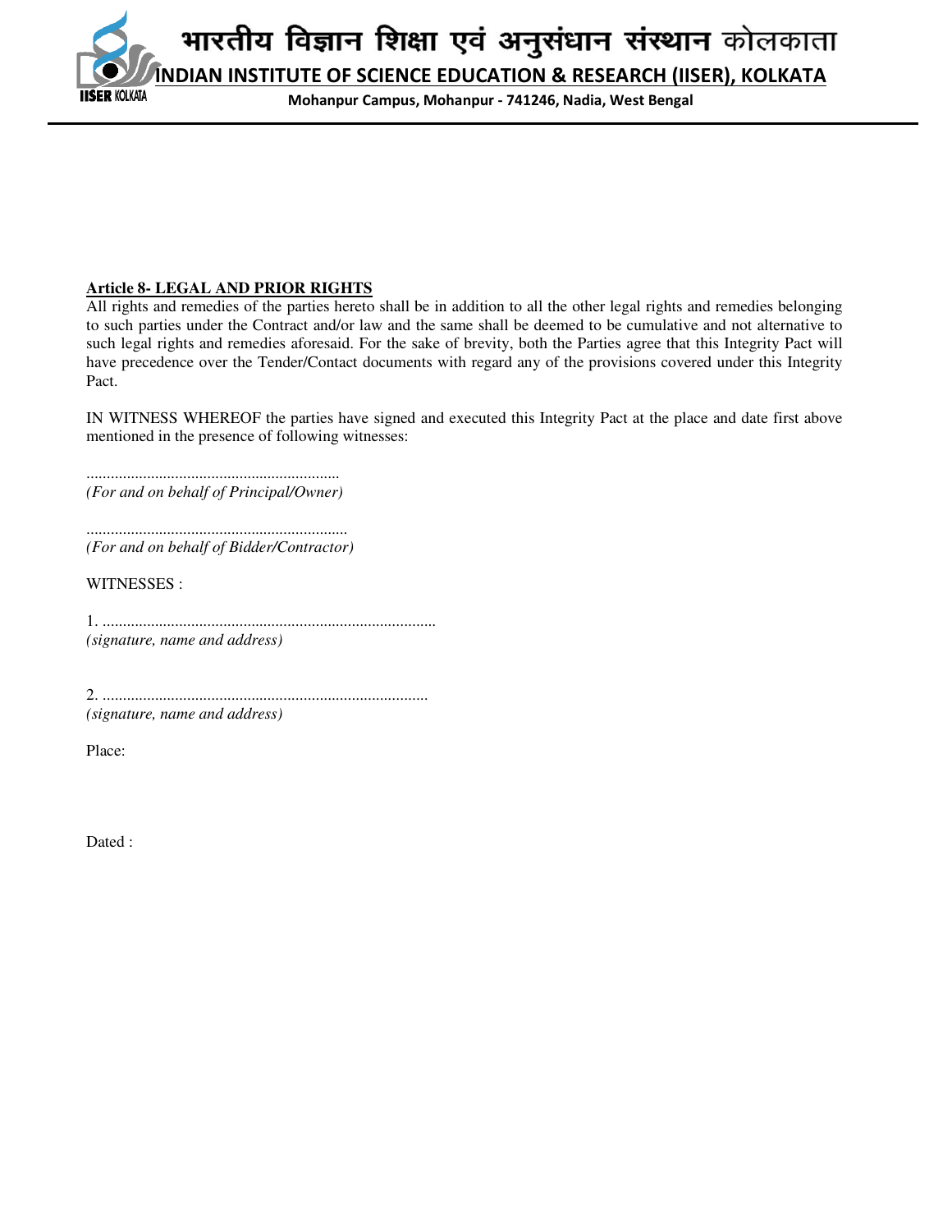**Article 8- LEGAL AND PRIOR RIGHTS**

All rights and remedies of the parties hereto shall be in addition to all the other legal rights and remedies belonging to such parties under the Contract and/or law and the same shall be deemed to be cumulative and not alternative to such legal rights and remedies aforesaid. For the sake of brevity, both the Parties agree that this Integrity Pact will have precedence over the Tender/Contact documents with regard any of the provisions covered under this Integrity Pact.

IN WITNESS WHEREOF the parties have signed and executed this Integrity Pact at the place and date first above mentioned in the presence of following witnesses:

..............................................................
*(For and on behalf of Principal/Owner)*

................................................................
*(For and on behalf of Bidder/Contractor)*

WITNESSES :

1. ..................................................................................
*(signature, name and address)*

2. .................................................................................
*(signature, name and address)*

Place:

Dated :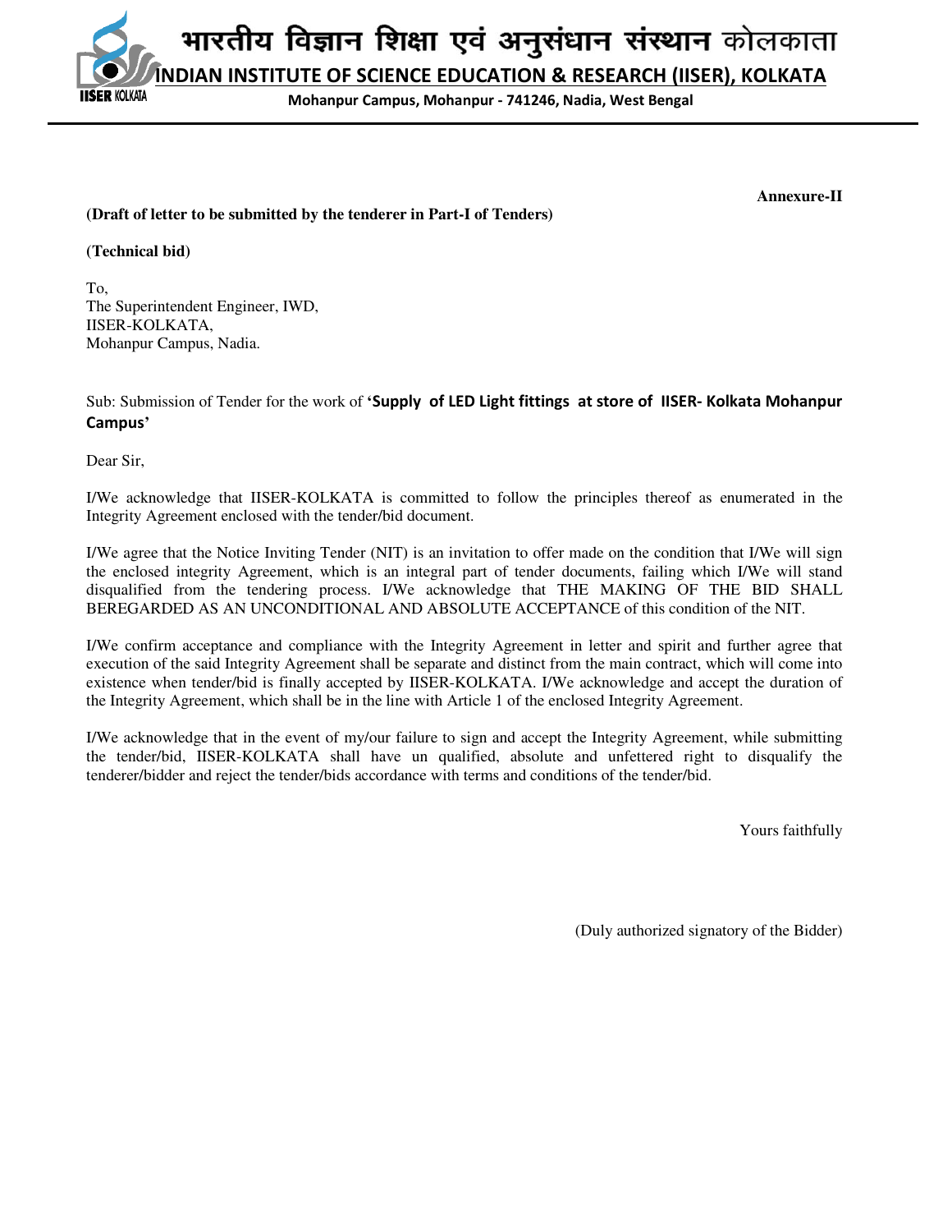भारतीय विज्ञान शिक्षा एवं अनुसंधान संस्थान कोलकाता

**INDIAN INSTITUTE OF SCIENCE EDUCATION & RESEARCH (IISER), KOLKATA**

**Mohanpur Campus, Mohanpur - 741246, Nadia, West Bengal**

**Annexure-II**

**(Draft of letter to be submitted by the tenderer in Part-I of Tenders)**

**(Technical bid)**

To,
The Superintendent Engineer, IWD,
IISER-KOLKATA,
Mohanpur Campus, Nadia.

Sub: Submission of Tender for the work of **'Supply of LED Light fittings at store of IISER- Kolkata Mohanpur Campus'**

Dear Sir,

I/We acknowledge that IISER-KOLKATA is committed to follow the principles thereof as enumerated in the Integrity Agreement enclosed with the tender/bid document.

I/We agree that the Notice Inviting Tender (NIT) is an invitation to offer made on the condition that I/We will sign the enclosed integrity Agreement, which is an integral part of tender documents, failing which I/We will stand disqualified from the tendering process. I/We acknowledge that THE MAKING OF THE BID SHALL BEREGARDED AS AN UNCONDITIONAL AND ABSOLUTE ACCEPTANCE of this condition of the NIT.

I/We confirm acceptance and compliance with the Integrity Agreement in letter and spirit and further agree that execution of the said Integrity Agreement shall be separate and distinct from the main contract, which will come into existence when tender/bid is finally accepted by IISER-KOLKATA. I/We acknowledge and accept the duration of the Integrity Agreement, which shall be in the line with Article 1 of the enclosed Integrity Agreement.

I/We acknowledge that in the event of my/our failure to sign and accept the Integrity Agreement, while submitting the tender/bid, IISER-KOLKATA shall have un qualified, absolute and unfettered right to disqualify the tenderer/bidder and reject the tender/bids accordance with terms and conditions of the tender/bid.

Yours faithfully

(Duly authorized signatory of the Bidder)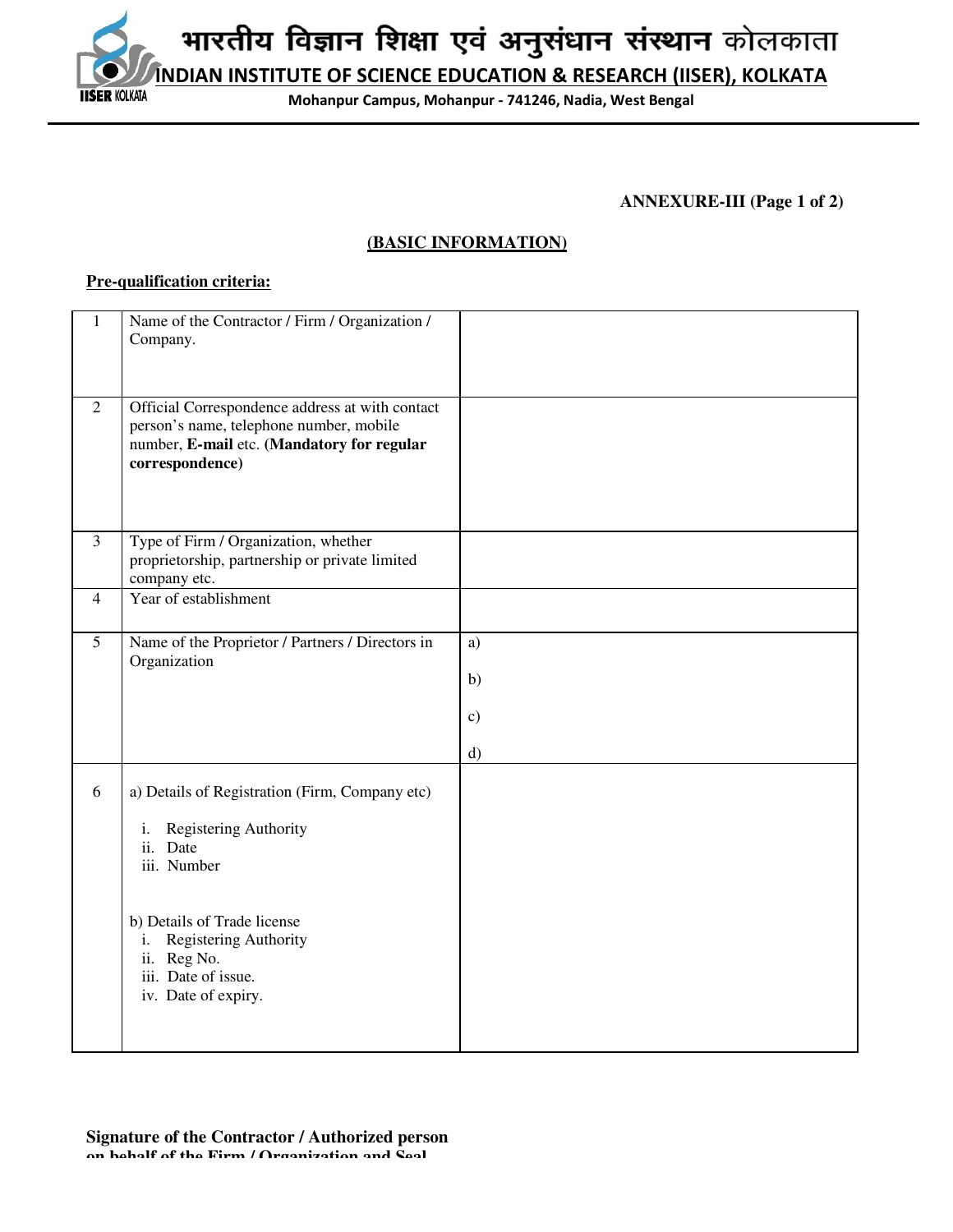भारतीय विज्ञान शिक्षा एवं अनुसंधान संस्थान कोलकाता

**INDIAN INSTITUTE OF SCIENCE EDUCATION & RESEARCH (IISER), KOLKATA**

**Mohanpur Campus, Mohanpur - 741246, Nadia, West Bengal**

**ANNEXURE-III (Page 1 of 2)**

## (BASIC INFORMATION)

**Pre-qualification criteria:**

| | | |
|---|---|---|
| 1 | Name of the Contractor / Firm / Organization / Company. | |
| 2 | Official Correspondence address at with contact person's name, telephone number, mobile number, **E-mail** etc. **(Mandatory for regular correspondence)** | |
| 3 | Type of Firm / Organization, whether proprietorship, partnership or private limited company etc. | |
| 4 | Year of establishment | |
| 5 | Name of the Proprietor / Partners / Directors in Organization | a)<br>b)<br>c)<br>d) |
| 6 | a) Details of Registration (Firm, Company etc)<br>i. Registering Authority<br>ii. Date<br>iii. Number<br><br>b) Details of Trade license<br>i. Registering Authority<br>ii. Reg No.<br>iii. Date of issue.<br>iv. Date of expiry. | |

**Signature of the Contractor / Authorized person on behalf of the Firm / Organization and Seal**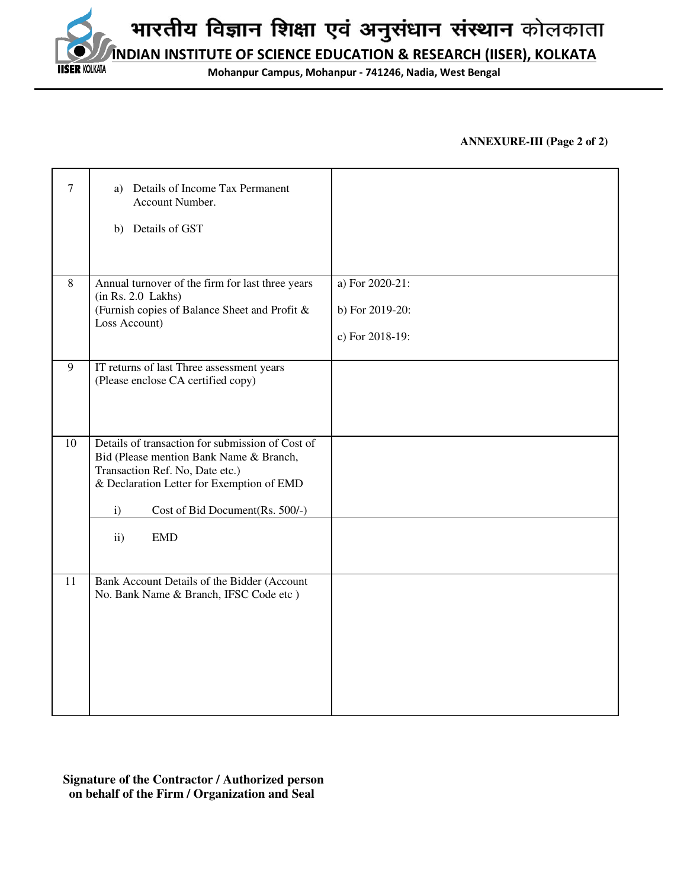भारतीय विज्ञान शिक्षा एवं अनुसंधान संस्थान कोलकाता

**INDIAN INSTITUTE OF SCIENCE EDUCATION & RESEARCH (IISER), KOLKATA**

**Mohanpur Campus, Mohanpur - 741246, Nadia, West Bengal**

**ANNEXURE-III (Page 2 of 2)**

| | | |
|---|---|---|
| 7 | a) Details of Income Tax Permanent Account Number.<br><br>b) Details of GST | |
| 8 | Annual turnover of the firm for last three years (in Rs. 2.0 Lakhs)<br>(Furnish copies of Balance Sheet and Profit & Loss Account) | a) For 2020-21:<br><br>b) For 2019-20:<br><br>c) For 2018-19: |
| 9 | IT returns of last Three assessment years (Please enclose CA certified copy) | |
| 10 | Details of transaction for submission of Cost of Bid (Please mention Bank Name & Branch, Transaction Ref. No, Date etc.)<br>& Declaration Letter for Exemption of EMD<br><br>i) Cost of Bid Document(Rs. 500/-) | |
| | ii) EMD | |
| 11 | Bank Account Details of the Bidder (Account No. Bank Name & Branch, IFSC Code etc ) | |

**Signature of the Contractor / Authorized person on behalf of the Firm / Organization and Seal**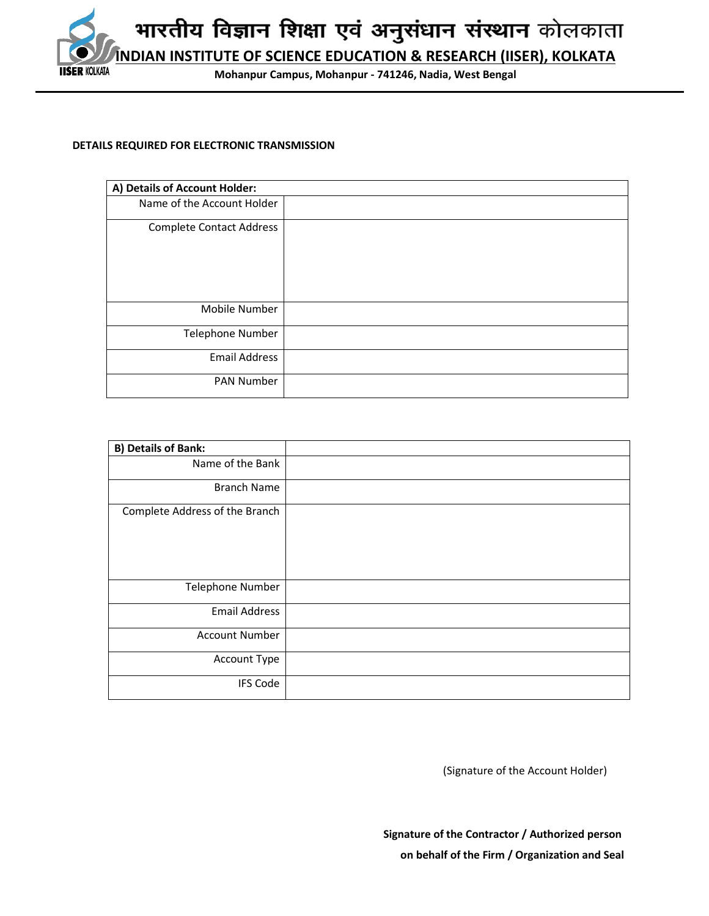भारतीय विज्ञान शिक्षा एवं अनुसंधान संस्थान कोलकाता

**INDIAN INSTITUTE OF SCIENCE EDUCATION & RESEARCH (IISER), KOLKATA**

**Mohanpur Campus, Mohanpur - 741246, Nadia, West Bengal**

**DETAILS REQUIRED FOR ELECTRONIC TRANSMISSION**

| **A) Details of Account Holder:** | |
|---|---|
| Name of the Account Holder | |
| Complete Contact Address | |
| Mobile Number | |
| Telephone Number | |
| Email Address | |
| PAN Number | |

| **B) Details of Bank:** | |
|---|---|
| Name of the Bank | |
| Branch Name | |
| Complete Address of the Branch | |
| Telephone Number | |
| Email Address | |
| Account Number | |
| Account Type | |
| IFS Code | |

(Signature of the Account Holder)

**Signature of the Contractor / Authorized person**
**on behalf of the Firm / Organization and Seal**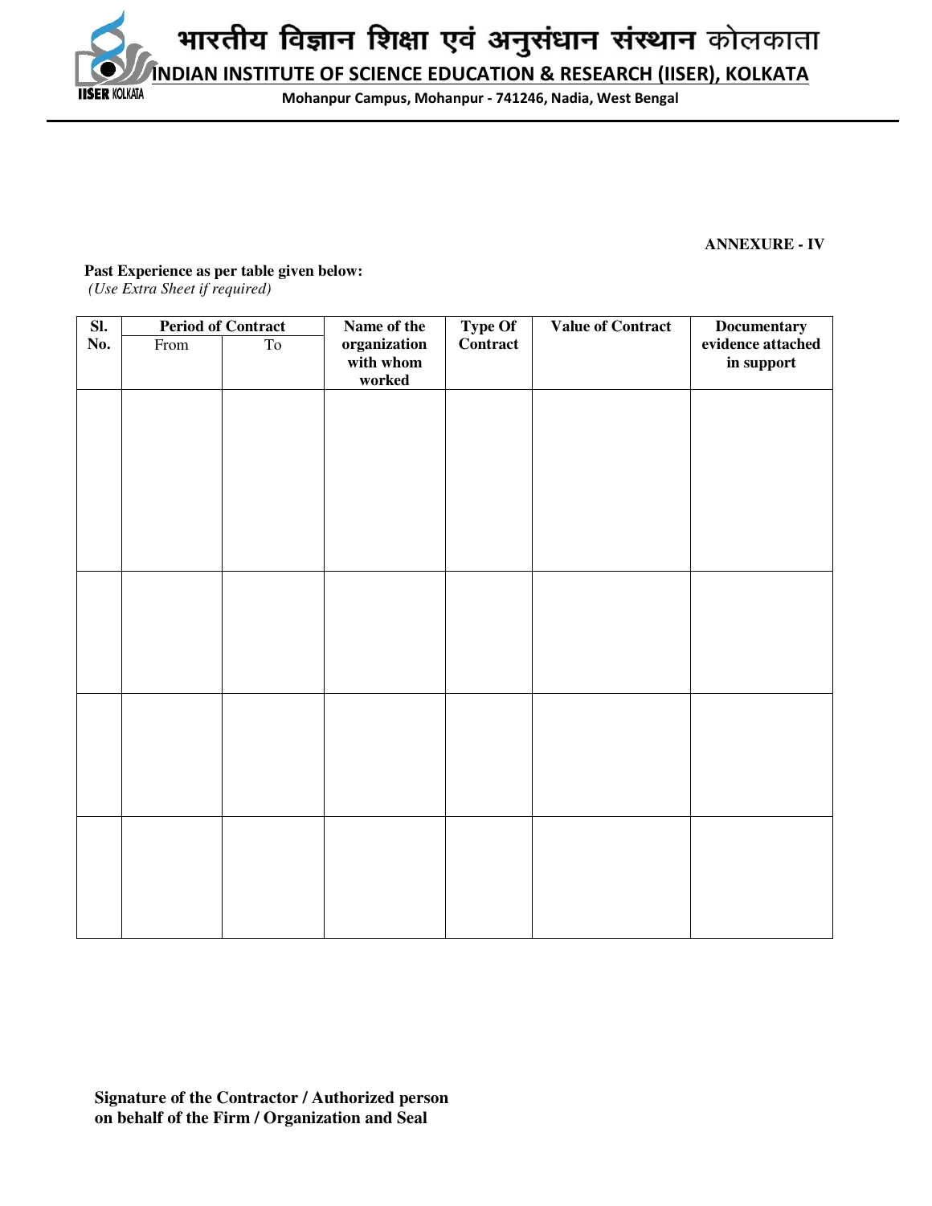भारतीय विज्ञान शिक्षा एवं अनुसंधान संस्थान कोलकाता

**INDIAN INSTITUTE OF SCIENCE EDUCATION & RESEARCH (IISER), KOLKATA**

**Mohanpur Campus, Mohanpur - 741246, Nadia, West Bengal**

**ANNEXURE - IV**

**Past Experience as per table given below:**
*(Use Extra Sheet if required)*

| Sl. No. | Period of Contract | | Name of the organization with whom worked | Type Of Contract | Value of Contract | Documentary evidence attached in support |
|---|---|---|---|---|---|---|
| | From | To | | | | |
| | | | | | | |
| | | | | | | |
| | | | | | | |
| | | | | | | |

**Signature of the Contractor / Authorized person on behalf of the Firm / Organization and Seal**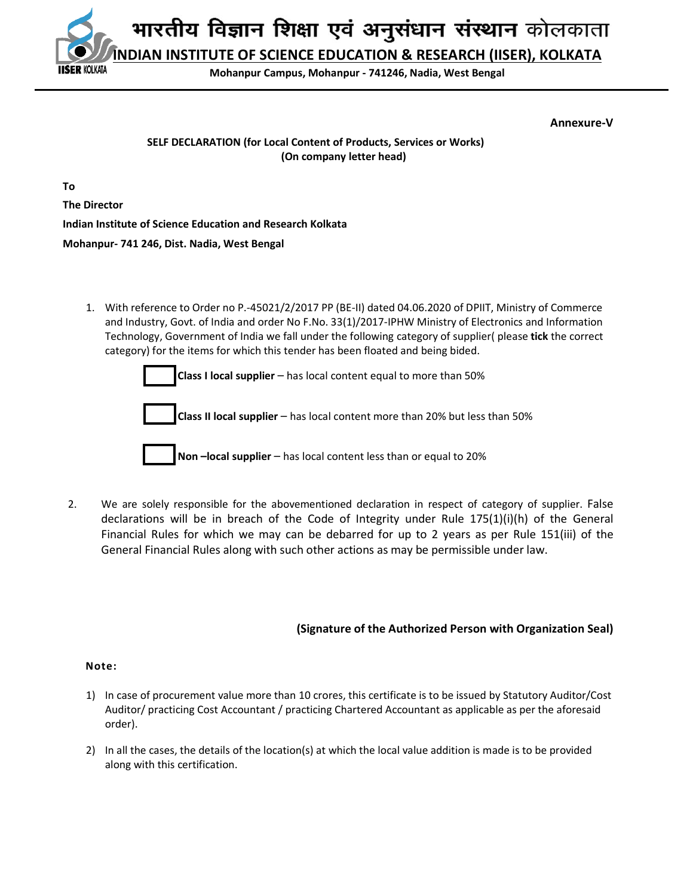भारतीय विज्ञान शिक्षा एवं अनुसंधान संस्थान कोलकाता

**INDIAN INSTITUTE OF SCIENCE EDUCATION & RESEARCH (IISER), KOLKATA**

**Mohanpur Campus, Mohanpur - 741246, Nadia, West Bengal**

**Annexure-V**

**SELF DECLARATION (for Local Content of Products, Services or Works)**
**(On company letter head)**

**To**

**The Director**

**Indian Institute of Science Education and Research Kolkata**

**Mohanpur- 741 246, Dist. Nadia, West Bengal**

1. With reference to Order no P.-45021/2/2017 PP (BE-II) dated 04.06.2020 of DPIIT, Ministry of Commerce and Industry, Govt. of India and order No F.No. 33(1)/2017-IPHW Ministry of Electronics and Information Technology, Government of India we fall under the following category of supplier( please **tick** the correct category) for the items for which this tender has been floated and being bided.

   ☐ **Class I local supplier** – has local content equal to more than 50%

   ☐ **Class II local supplier** – has local content more than 20% but less than 50%

   ☐ **Non –local supplier** – has local content less than or equal to 20%

2. We are solely responsible for the abovementioned declaration in respect of category of supplier. False declarations will be in breach of the Code of Integrity under Rule 175(1)(i)(h) of the General Financial Rules for which we may can be debarred for up to 2 years as per Rule 151(iii) of the General Financial Rules along with such other actions as may be permissible under law.

**(Signature of the Authorized Person with Organization Seal)**

**Note:**

1) In case of procurement value more than 10 crores, this certificate is to be issued by Statutory Auditor/Cost Auditor/ practicing Cost Accountant / practicing Chartered Accountant as applicable as per the aforesaid order).

2) In all the cases, the details of the location(s) at which the local value addition is made is to be provided along with this certification.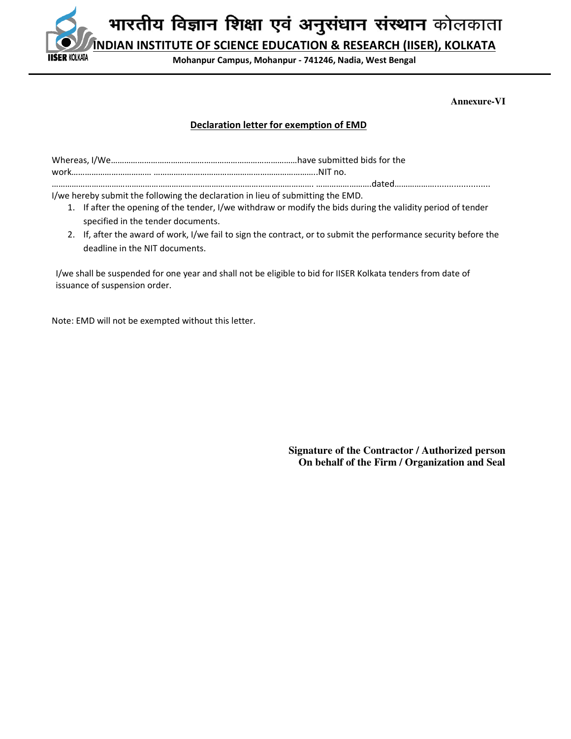भारतीय विज्ञान शिक्षा एवं अनुसंधान संस्थान कोलकाता

INDIAN INSTITUTE OF SCIENCE EDUCATION & RESEARCH (IISER), KOLKATA

**Mohanpur Campus, Mohanpur - 741246, Nadia, West Bengal**

**Annexure-VI**

**Declaration letter for exemption of EMD**

Whereas, I/We……………………………………………………………………………have submitted bids for the work……………………………… ………………………………………………………………..NIT no. ………………………………………………………………………………………………………. …………………….dated…………………....................

I/we hereby submit the following the declaration in lieu of submitting the EMD.

1. If after the opening of the tender, I/we withdraw or modify the bids during the validity period of tender specified in the tender documents.
2. If, after the award of work, I/we fail to sign the contract, or to submit the performance security before the deadline in the NIT documents.

I/we shall be suspended for one year and shall not be eligible to bid for IISER Kolkata tenders from date of issuance of suspension order.

Note: EMD will not be exempted without this letter.

**Signature of the Contractor / Authorized person**
**On behalf of the Firm / Organization and Seal**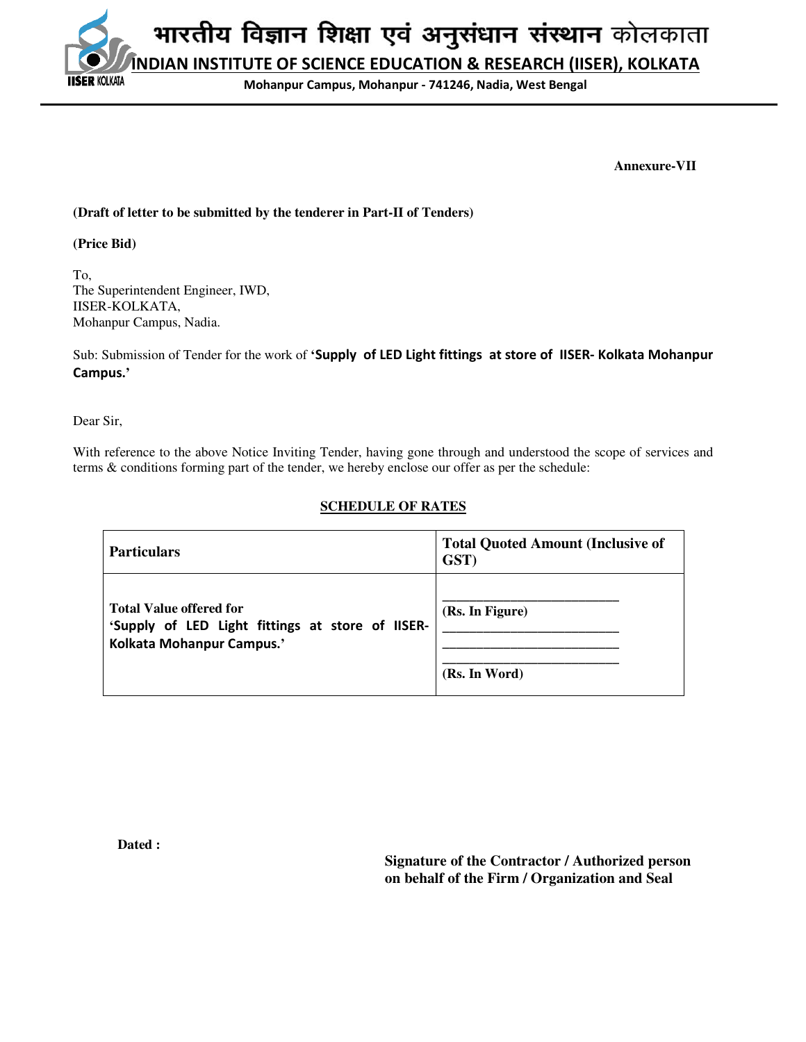भारतीय विज्ञान शिक्षा एवं अनुसंधान संस्थान कोलकाता

**INDIAN INSTITUTE OF SCIENCE EDUCATION & RESEARCH (IISER), KOLKATA**

**Mohanpur Campus, Mohanpur - 741246, Nadia, West Bengal**

**Annexure-VII**

**(Draft of letter to be submitted by the tenderer in Part-II of Tenders)**

**(Price Bid)**

To,
The Superintendent Engineer, IWD,
IISER-KOLKATA,
Mohanpur Campus, Nadia.

Sub: Submission of Tender for the work of **'Supply of LED Light fittings at store of IISER- Kolkata Mohanpur Campus.'**

Dear Sir,

With reference to the above Notice Inviting Tender, having gone through and understood the scope of services and terms & conditions forming part of the tender, we hereby enclose our offer as per the schedule:

**SCHEDULE OF RATES**

| **Particulars** | **Total Quoted Amount (Inclusive of GST)** |
|---|---|
| **Total Value offered for 'Supply of LED Light fittings at store of IISER-Kolkata Mohanpur Campus.'** | ______________________ **(Rs. In Figure)** ______________________ ______________________ ______________________ **(Rs. In Word)** |

**Dated :**

**Signature of the Contractor / Authorized person on behalf of the Firm / Organization and Seal**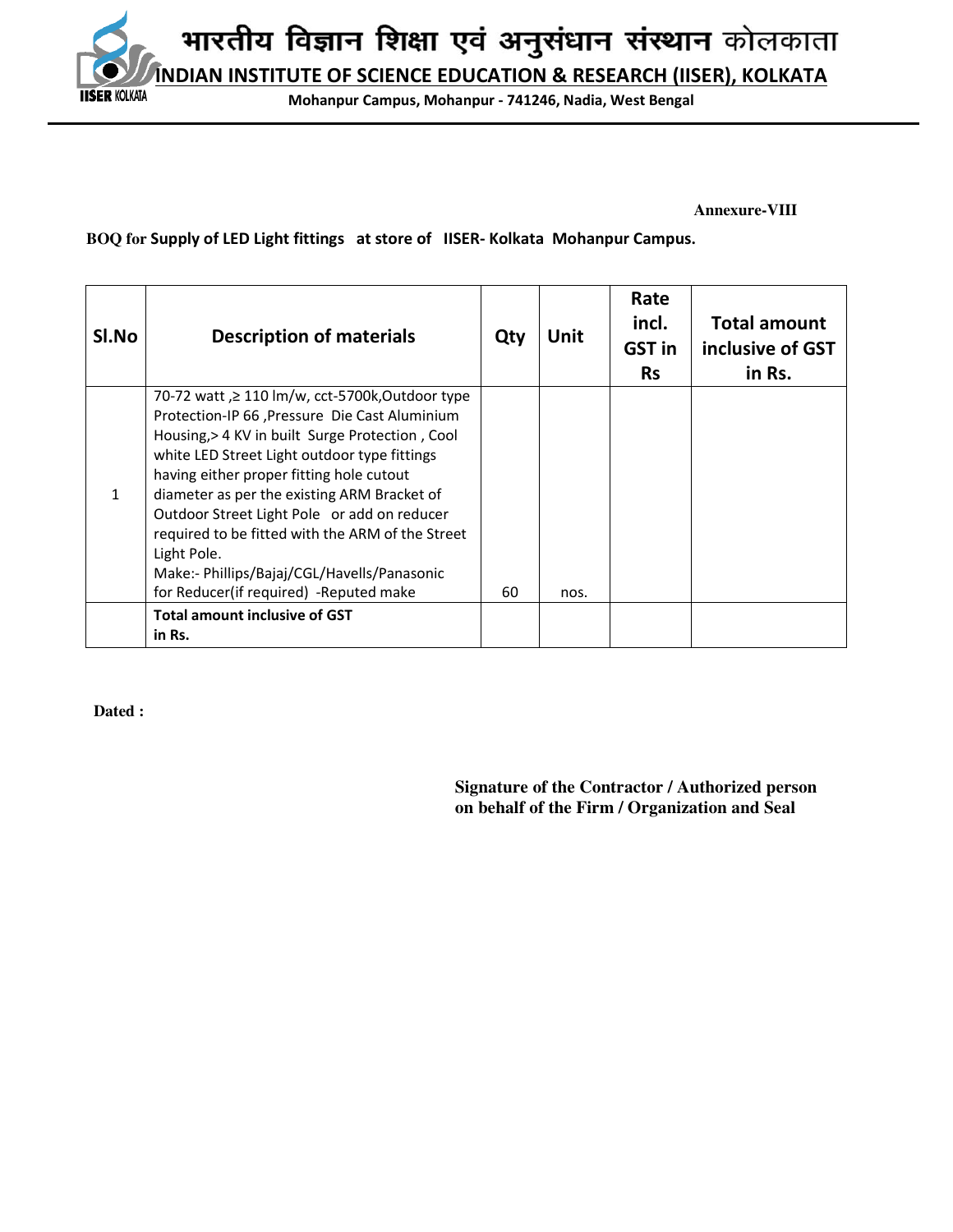भारतीय विज्ञान शिक्षा एवं अनुसंधान संस्थान कोलकाता

**INDIAN INSTITUTE OF SCIENCE EDUCATION & RESEARCH (IISER), KOLKATA**

**Mohanpur Campus, Mohanpur - 741246, Nadia, West Bengal**

**Annexure-VIII**

**BOQ for Supply of LED Light fittings at store of IISER- Kolkata Mohanpur Campus.**

| Sl.No | Description of materials | Qty | Unit | Rate incl. GST in Rs | Total amount inclusive of GST in Rs. |
|---|---|---|---|---|---|
| 1 | 70-72 watt ,≥ 110 lm/w, cct-5700k,Outdoor type Protection-IP 66 ,Pressure Die Cast Aluminium Housing,> 4 KV in built Surge Protection , Cool white LED Street Light outdoor type fittings having either proper fitting hole cutout diameter as per the existing ARM Bracket of Outdoor Street Light Pole or add on reducer required to be fitted with the ARM of the Street Light Pole.<br>Make:- Phillips/Bajaj/CGL/Havells/Panasonic for Reducer(if required) -Reputed make | 60 | nos. | | |
| | **Total amount inclusive of GST in Rs.** | | | | |

**Dated :**

**Signature of the Contractor / Authorized person on behalf of the Firm / Organization and Seal**